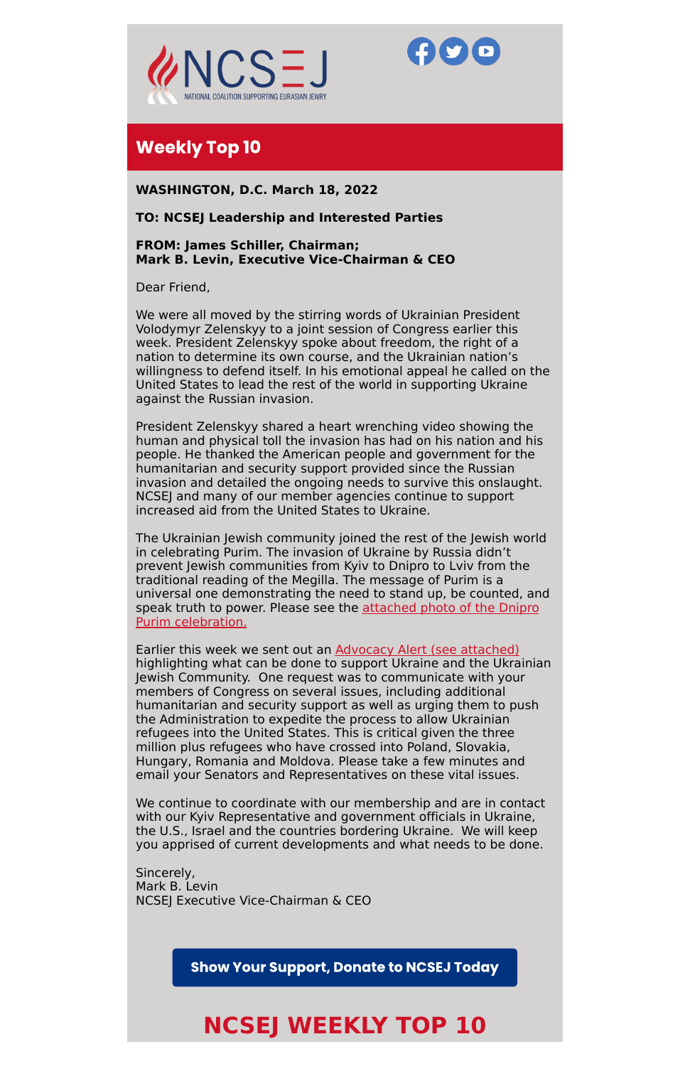NCSEJ
NATIONAL COALITION SUPPORTING EURASIAN JEWRY

## Weekly Top 10

**WASHINGTON, D.C. March 18, 2022**

**TO: NCSEJ Leadership and Interested Parties**

**FROM: James Schiller, Chairman;**
**Mark B. Levin, Executive Vice-Chairman & CEO**

Dear Friend,

We were all moved by the stirring words of Ukrainian President Volodymyr Zelenskyy to a joint session of Congress earlier this week. President Zelenskyy spoke about freedom, the right of a nation to determine its own course, and the Ukrainian nation's willingness to defend itself. In his emotional appeal he called on the United States to lead the rest of the world in supporting Ukraine against the Russian invasion.

President Zelenskyy shared a heart wrenching video showing the human and physical toll the invasion has had on his nation and his people. He thanked the American people and government for the humanitarian and security support provided since the Russian invasion and detailed the ongoing needs to survive this onslaught. NCSEJ and many of our member agencies continue to support increased aid from the United States to Ukraine.

The Ukrainian Jewish community joined the rest of the Jewish world in celebrating Purim. The invasion of Ukraine by Russia didn't prevent Jewish communities from Kyiv to Dnipro to Lviv from the traditional reading of the Megilla. The message of Purim is a universal one demonstrating the need to stand up, be counted, and speak truth to power. Please see the attached photo of the Dnipro Purim celebration.

Earlier this week we sent out an Advocacy Alert (see attached) highlighting what can be done to support Ukraine and the Ukrainian Jewish Community. One request was to communicate with your members of Congress on several issues, including additional humanitarian and security support as well as urging them to push the Administration to expedite the process to allow Ukrainian refugees into the United States. This is critical given the three million plus refugees who have crossed into Poland, Slovakia, Hungary, Romania and Moldova. Please take a few minutes and email your Senators and Representatives on these vital issues.

We continue to coordinate with our membership and are in contact with our Kyiv Representative and government officials in Ukraine, the U.S., Israel and the countries bordering Ukraine. We will keep you apprised of current developments and what needs to be done.

Sincerely,
Mark B. Levin
NCSEJ Executive Vice-Chairman & CEO

**Show Your Support, Donate to NCSEJ Today**

## NCSEJ WEEKLY TOP 10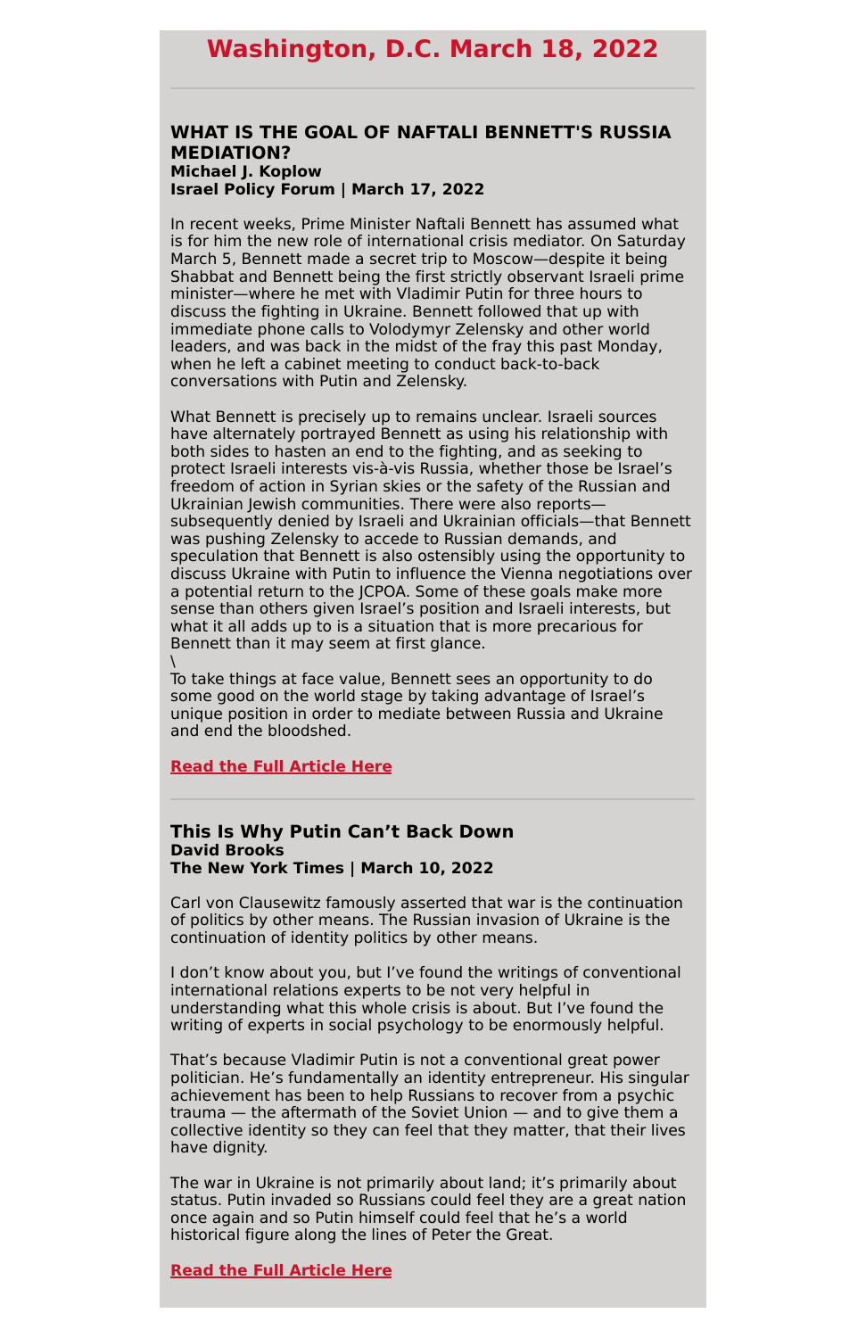# Washington, D.C. March 18, 2022

---

### WHAT IS THE GOAL OF NAFTALI BENNETT'S RUSSIA MEDIATION?

**Michael J. Koplow**
**Israel Policy Forum | March 17, 2022**

In recent weeks, Prime Minister Naftali Bennett has assumed what is for him the new role of international crisis mediator. On Saturday March 5, Bennett made a secret trip to Moscow—despite it being Shabbat and Bennett being the first strictly observant Israeli prime minister—where he met with Vladimir Putin for three hours to discuss the fighting in Ukraine. Bennett followed that up with immediate phone calls to Volodymyr Zelensky and other world leaders, and was back in the midst of the fray this past Monday, when he left a cabinet meeting to conduct back-to-back conversations with Putin and Zelensky.

What Bennett is precisely up to remains unclear. Israeli sources have alternately portrayed Bennett as using his relationship with both sides to hasten an end to the fighting, and as seeking to protect Israeli interests vis-à-vis Russia, whether those be Israel's freedom of action in Syrian skies or the safety of the Russian and Ukrainian Jewish communities. There were also reports—subsequently denied by Israeli and Ukrainian officials—that Bennett was pushing Zelensky to accede to Russian demands, and speculation that Bennett is also ostensibly using the opportunity to discuss Ukraine with Putin to influence the Vienna negotiations over a potential return to the JCPOA. Some of these goals make more sense than others given Israel's position and Israeli interests, but what it all adds up to is a situation that is more precarious for Bennett than it may seem at first glance.
\
To take things at face value, Bennett sees an opportunity to do some good on the world stage by taking advantage of Israel's unique position in order to mediate between Russia and Ukraine and end the bloodshed.

**Read the Full Article Here**

---

### This Is Why Putin Can't Back Down

**David Brooks**
**The New York Times | March 10, 2022**

Carl von Clausewitz famously asserted that war is the continuation of politics by other means. The Russian invasion of Ukraine is the continuation of identity politics by other means.

I don't know about you, but I've found the writings of conventional international relations experts to be not very helpful in understanding what this whole crisis is about. But I've found the writing of experts in social psychology to be enormously helpful.

That's because Vladimir Putin is not a conventional great power politician. He's fundamentally an identity entrepreneur. His singular achievement has been to help Russians to recover from a psychic trauma — the aftermath of the Soviet Union — and to give them a collective identity so they can feel that they matter, that their lives have dignity.

The war in Ukraine is not primarily about land; it's primarily about status. Putin invaded so Russians could feel they are a great nation once again and so Putin himself could feel that he's a world historical figure along the lines of Peter the Great.

**Read the Full Article Here**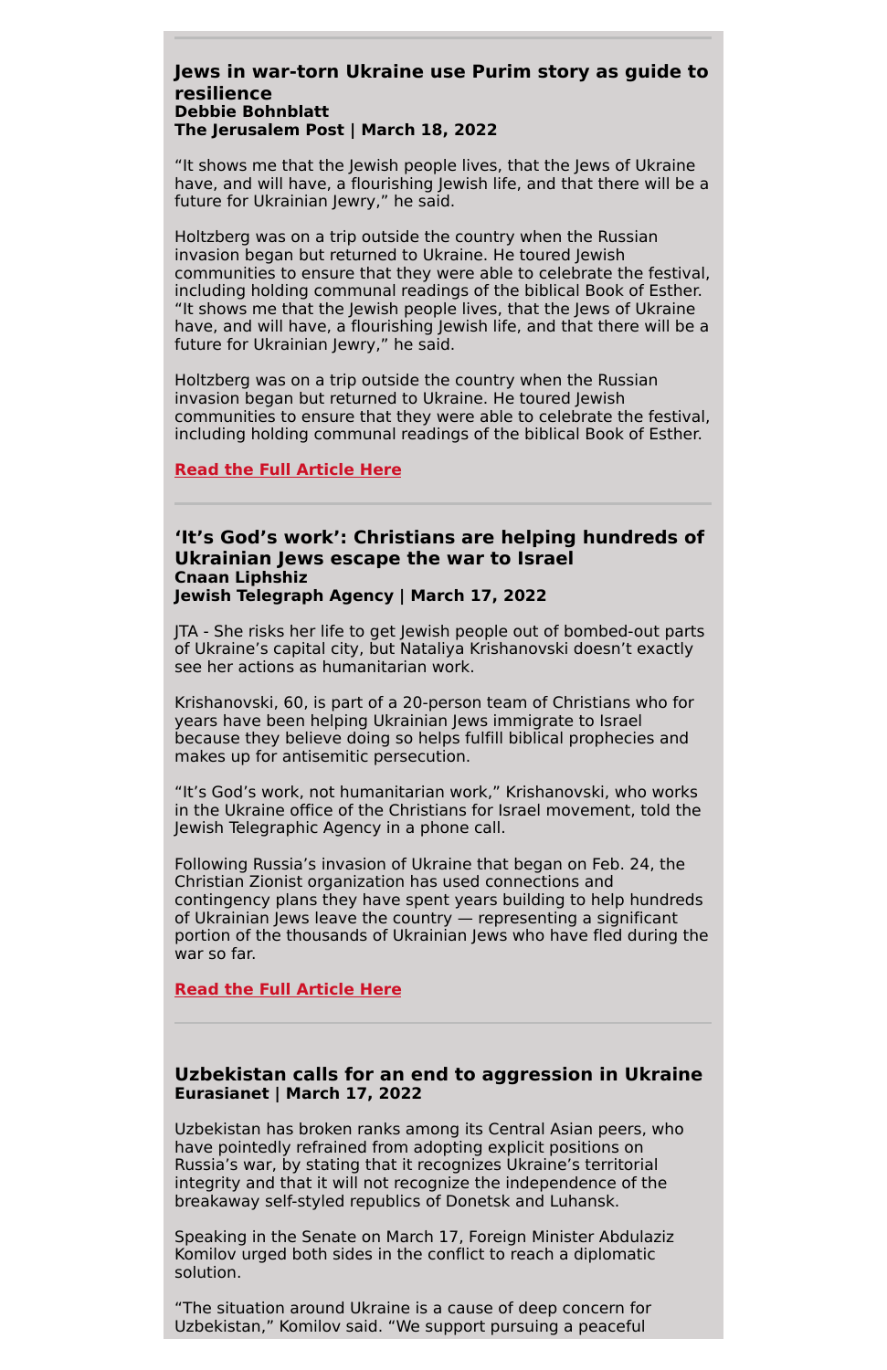---

### Jews in war-torn Ukraine use Purim story as guide to resilience

**Debbie Bohnblatt**
**The Jerusalem Post | March 18, 2022**

“It shows me that the Jewish people lives, that the Jews of Ukraine have, and will have, a flourishing Jewish life, and that there will be a future for Ukrainian Jewry,” he said.

Holtzberg was on a trip outside the country when the Russian invasion began but returned to Ukraine. He toured Jewish communities to ensure that they were able to celebrate the festival, including holding communal readings of the biblical Book of Esther. “It shows me that the Jewish people lives, that the Jews of Ukraine have, and will have, a flourishing Jewish life, and that there will be a future for Ukrainian Jewry,” he said.

Holtzberg was on a trip outside the country when the Russian invasion began but returned to Ukraine. He toured Jewish communities to ensure that they were able to celebrate the festival, including holding communal readings of the biblical Book of Esther.

**Read the Full Article Here**

---

### ‘It’s God’s work’: Christians are helping hundreds of Ukrainian Jews escape the war to Israel

**Cnaan Liphshiz**
**Jewish Telegraph Agency | March 17, 2022**

JTA - She risks her life to get Jewish people out of bombed-out parts of Ukraine’s capital city, but Nataliya Krishanovski doesn’t exactly see her actions as humanitarian work.

Krishanovski, 60, is part of a 20-person team of Christians who for years have been helping Ukrainian Jews immigrate to Israel because they believe doing so helps fulfill biblical prophecies and makes up for antisemitic persecution.

“It’s God’s work, not humanitarian work,” Krishanovski, who works in the Ukraine office of the Christians for Israel movement, told the Jewish Telegraphic Agency in a phone call.

Following Russia’s invasion of Ukraine that began on Feb. 24, the Christian Zionist organization has used connections and contingency plans they have spent years building to help hundreds of Ukrainian Jews leave the country — representing a significant portion of the thousands of Ukrainian Jews who have fled during the war so far.

**Read the Full Article Here**

---

### Uzbekistan calls for an end to aggression in Ukraine

**Eurasianet | March 17, 2022**

Uzbekistan has broken ranks among its Central Asian peers, who have pointedly refrained from adopting explicit positions on Russia’s war, by stating that it recognizes Ukraine’s territorial integrity and that it will not recognize the independence of the breakaway self-styled republics of Donetsk and Luhansk.

Speaking in the Senate on March 17, Foreign Minister Abdulaziz Komilov urged both sides in the conflict to reach a diplomatic solution.

“The situation around Ukraine is a cause of deep concern for Uzbekistan,” Komilov said. “We support pursuing a peaceful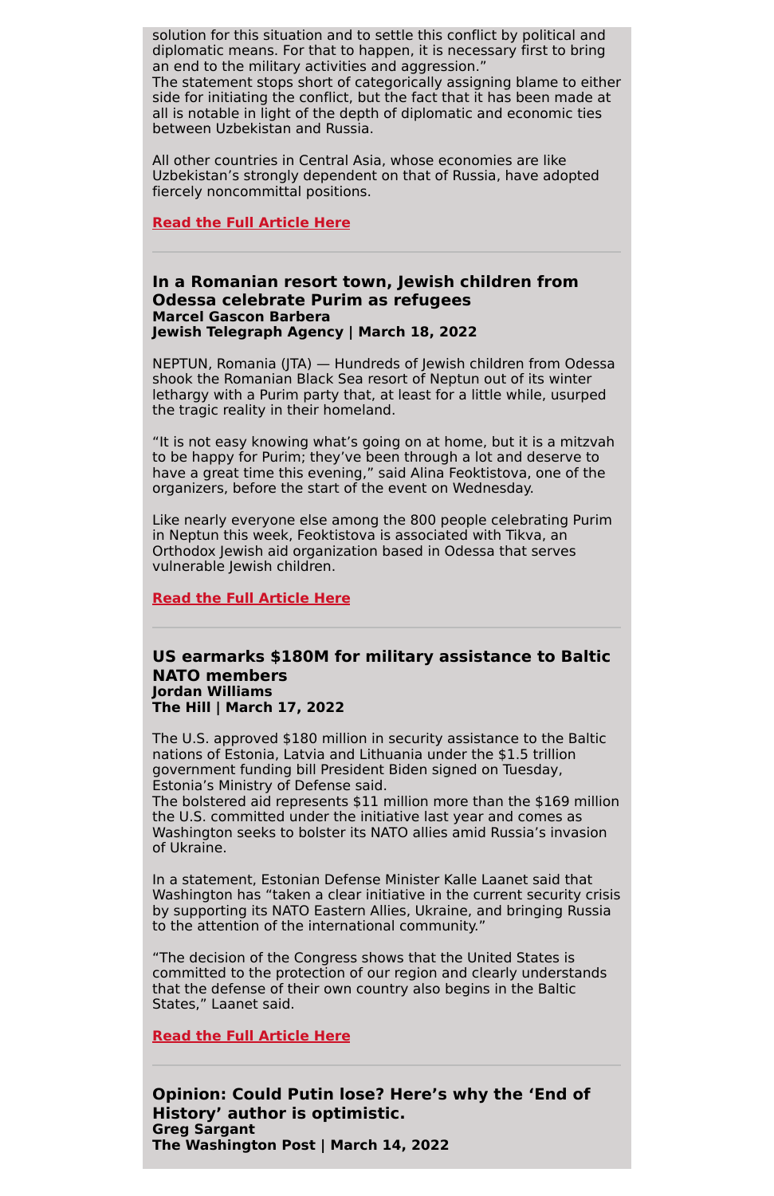solution for this situation and to settle this conflict by political and diplomatic means. For that to happen, it is necessary first to bring an end to the military activities and aggression."
The statement stops short of categorically assigning blame to either side for initiating the conflict, but the fact that it has been made at all is notable in light of the depth of diplomatic and economic ties between Uzbekistan and Russia.

All other countries in Central Asia, whose economies are like Uzbekistan's strongly dependent on that of Russia, have adopted fiercely noncommittal positions.

**Read the Full Article Here**

---

### In a Romanian resort town, Jewish children from Odessa celebrate Purim as refugees
**Marcel Gascon Barbera**
**Jewish Telegraph Agency | March 18, 2022**

NEPTUN, Romania (JTA) — Hundreds of Jewish children from Odessa shook the Romanian Black Sea resort of Neptun out of its winter lethargy with a Purim party that, at least for a little while, usurped the tragic reality in their homeland.

"It is not easy knowing what's going on at home, but it is a mitzvah to be happy for Purim; they've been through a lot and deserve to have a great time this evening," said Alina Feoktistova, one of the organizers, before the start of the event on Wednesday.

Like nearly everyone else among the 800 people celebrating Purim in Neptun this week, Feoktistova is associated with Tikva, an Orthodox Jewish aid organization based in Odessa that serves vulnerable Jewish children.

**Read the Full Article Here**

---

### US earmarks $180M for military assistance to Baltic NATO members
**Jordan Williams**
**The Hill | March 17, 2022**

The U.S. approved $180 million in security assistance to the Baltic nations of Estonia, Latvia and Lithuania under the $1.5 trillion government funding bill President Biden signed on Tuesday, Estonia's Ministry of Defense said.
The bolstered aid represents $11 million more than the $169 million the U.S. committed under the initiative last year and comes as Washington seeks to bolster its NATO allies amid Russia's invasion of Ukraine.

In a statement, Estonian Defense Minister Kalle Laanet said that Washington has "taken a clear initiative in the current security crisis by supporting its NATO Eastern Allies, Ukraine, and bringing Russia to the attention of the international community."

"The decision of the Congress shows that the United States is committed to the protection of our region and clearly understands that the defense of their own country also begins in the Baltic States," Laanet said.

**Read the Full Article Here**

---

### Opinion: Could Putin lose? Here's why the 'End of History' author is optimistic.
**Greg Sargant**
**The Washington Post | March 14, 2022**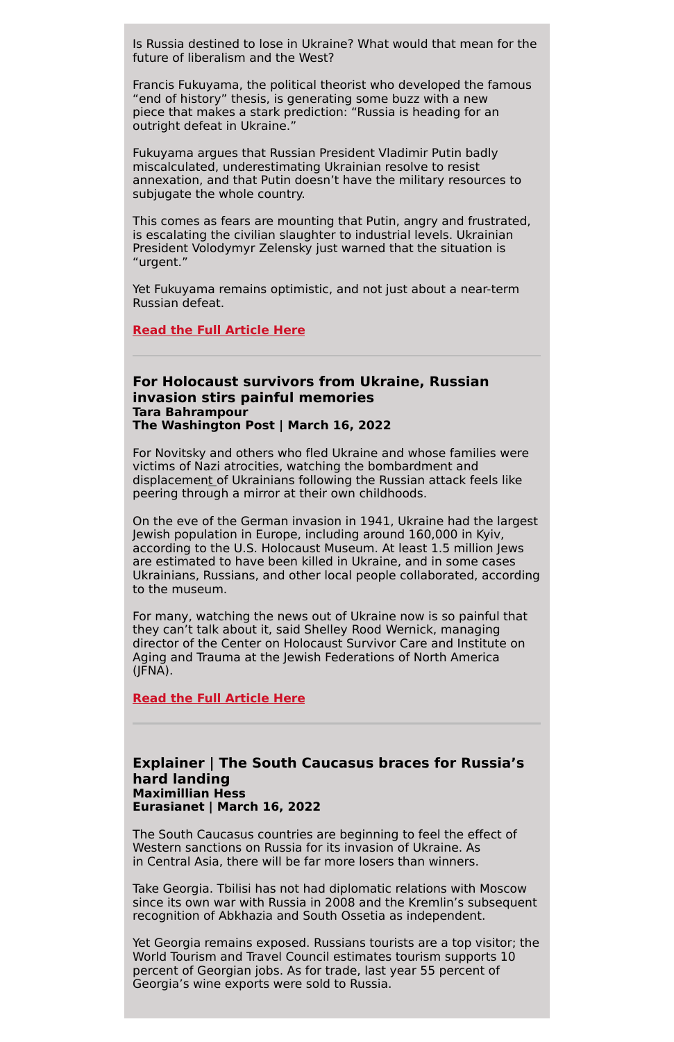Is Russia destined to lose in Ukraine? What would that mean for the future of liberalism and the West?

Francis Fukuyama, the political theorist who developed the famous “end of history” thesis, is generating some buzz with a new piece that makes a stark prediction: “Russia is heading for an outright defeat in Ukraine.”

Fukuyama argues that Russian President Vladimir Putin badly miscalculated, underestimating Ukrainian resolve to resist annexation, and that Putin doesn’t have the military resources to subjugate the whole country.

This comes as fears are mounting that Putin, angry and frustrated, is escalating the civilian slaughter to industrial levels. Ukrainian President Volodymyr Zelensky just warned that the situation is “urgent.”

Yet Fukuyama remains optimistic, and not just about a near-term Russian defeat.

**Read the Full Article Here**

---

### For Holocaust survivors from Ukraine, Russian invasion stirs painful memories

**Tara Bahrampour**
**The Washington Post | March 16, 2022**

For Novitsky and others who fled Ukraine and whose families were victims of Nazi atrocities, watching the bombardment and displacement of Ukrainians following the Russian attack feels like peering through a mirror at their own childhoods.

On the eve of the German invasion in 1941, Ukraine had the largest Jewish population in Europe, including around 160,000 in Kyiv, according to the U.S. Holocaust Museum. At least 1.5 million Jews are estimated to have been killed in Ukraine, and in some cases Ukrainians, Russians, and other local people collaborated, according to the museum.

For many, watching the news out of Ukraine now is so painful that they can’t talk about it, said Shelley Rood Wernick, managing director of the Center on Holocaust Survivor Care and Institute on Aging and Trauma at the Jewish Federations of North America (JFNA).

**Read the Full Article Here**

---

### Explainer | The South Caucasus braces for Russia’s hard landing

**Maximillian Hess**
**Eurasianet | March 16, 2022**

The South Caucasus countries are beginning to feel the effect of Western sanctions on Russia for its invasion of Ukraine. As in Central Asia, there will be far more losers than winners.

Take Georgia. Tbilisi has not had diplomatic relations with Moscow since its own war with Russia in 2008 and the Kremlin’s subsequent recognition of Abkhazia and South Ossetia as independent.

Yet Georgia remains exposed. Russians tourists are a top visitor; the World Tourism and Travel Council estimates tourism supports 10 percent of Georgian jobs. As for trade, last year 55 percent of Georgia’s wine exports were sold to Russia.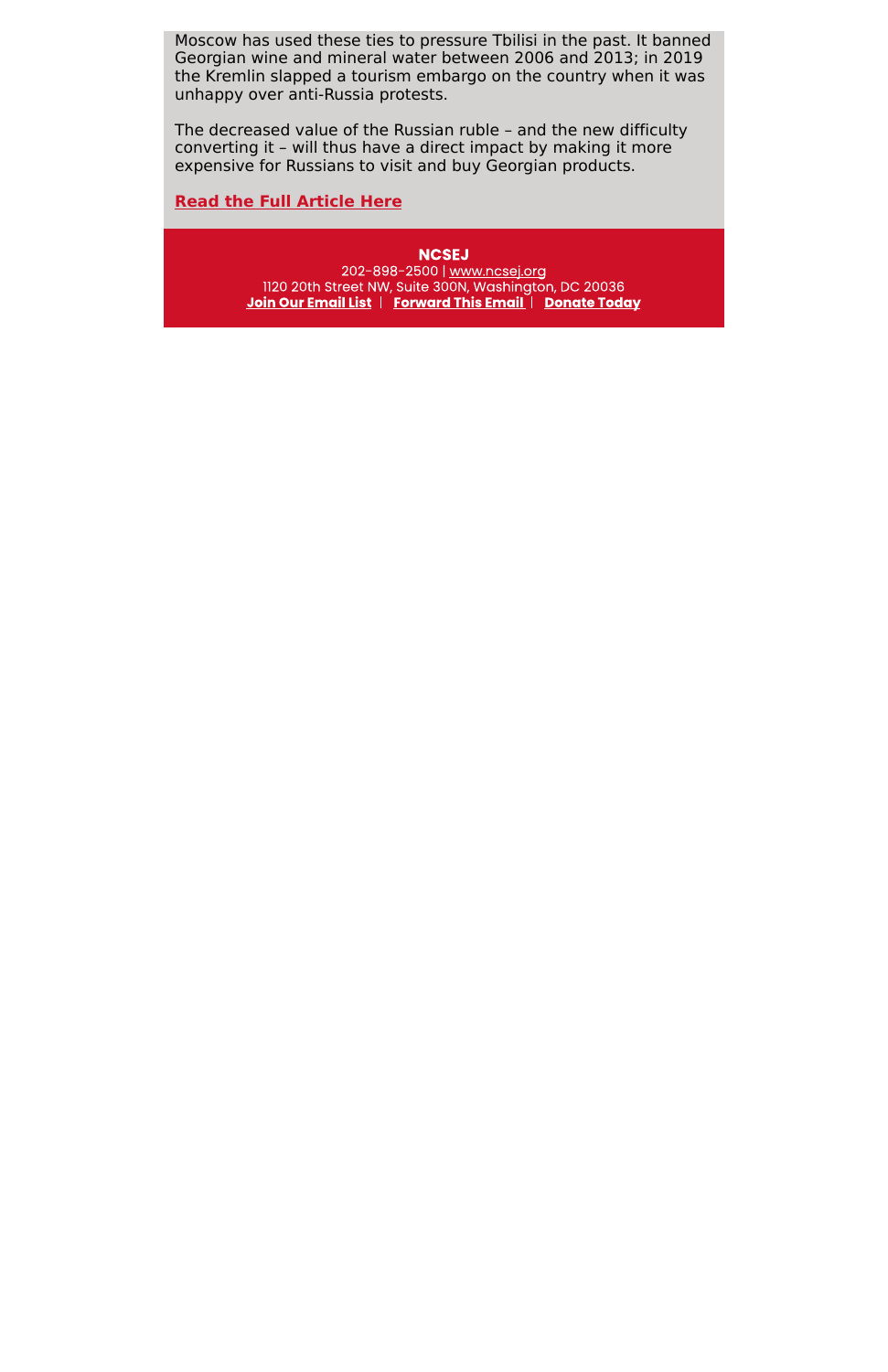Moscow has used these ties to pressure Tbilisi in the past. It banned Georgian wine and mineral water between 2006 and 2013; in 2019 the Kremlin slapped a tourism embargo on the country when it was unhappy over anti-Russia protests.

The decreased value of the Russian ruble – and the new difficulty converting it – will thus have a direct impact by making it more expensive for Russians to visit and buy Georgian products.

**Read the Full Article Here**

**NCSEJ**
202-898-2500 | www.ncsej.org
1120 20th Street NW, Suite 300N, Washington, DC 20036
**Join Our Email List** | **Forward This Email** | **Donate Today**